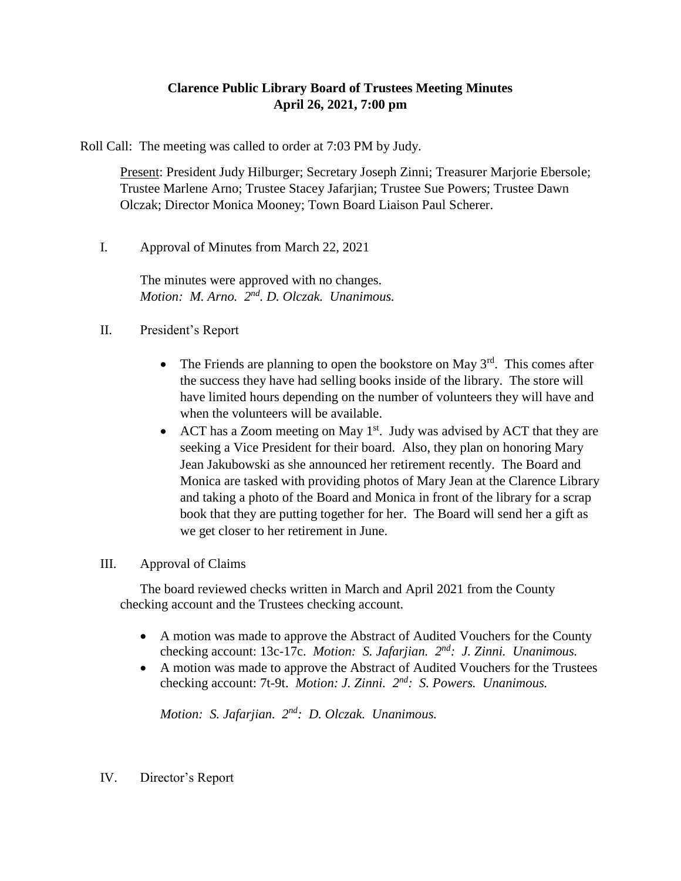# Clarence Public Library Board of Trustees Meeting Minutes
## April 26, 2021, 7:00 pm

Roll Call: The meeting was called to order at 7:03 PM by Judy.

<u>Present</u>: President Judy Hilburger; Secretary Joseph Zinni; Treasurer Marjorie Ebersole; Trustee Marlene Arno; Trustee Stacey Jafarjian; Trustee Sue Powers; Trustee Dawn Olczak; Director Monica Mooney; Town Board Liaison Paul Scherer.

I. Approval of Minutes from March 22, 2021

The minutes were approved with no changes.
*Motion: M. Arno. 2nd. D. Olczak. Unanimous.*

II. President's Report

- The Friends are planning to open the bookstore on May 3rd. This comes after the success they have had selling books inside of the library. The store will have limited hours depending on the number of volunteers they will have and when the volunteers will be available.
- ACT has a Zoom meeting on May 1st. Judy was advised by ACT that they are seeking a Vice President for their board. Also, they plan on honoring Mary Jean Jakubowski as she announced her retirement recently. The Board and Monica are tasked with providing photos of Mary Jean at the Clarence Library and taking a photo of the Board and Monica in front of the library for a scrap book that they are putting together for her. The Board will send her a gift as we get closer to her retirement in June.

III. Approval of Claims

The board reviewed checks written in March and April 2021 from the County checking account and the Trustees checking account.

- A motion was made to approve the Abstract of Audited Vouchers for the County checking account: 13c-17c. *Motion: S. Jafarjian. 2nd: J. Zinni. Unanimous.*
- A motion was made to approve the Abstract of Audited Vouchers for the Trustees checking account: 7t-9t. *Motion: J. Zinni. 2nd: S. Powers. Unanimous.*

*Motion: S. Jafarjian. 2nd: D. Olczak. Unanimous.*

IV. Director's Report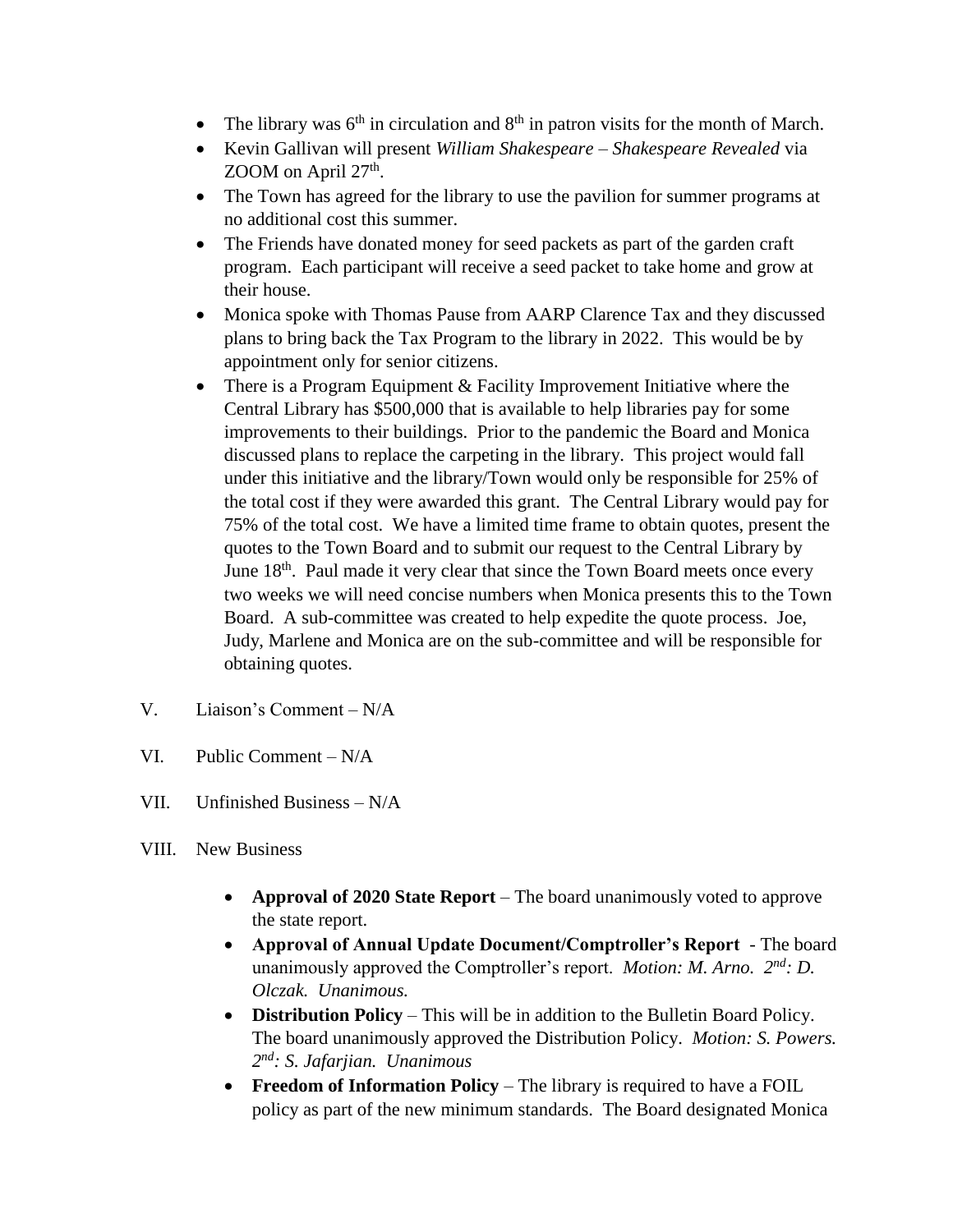- The library was 6th in circulation and 8th in patron visits for the month of March.
- Kevin Gallivan will present *William Shakespeare – Shakespeare Revealed* via ZOOM on April 27th.
- The Town has agreed for the library to use the pavilion for summer programs at no additional cost this summer.
- The Friends have donated money for seed packets as part of the garden craft program. Each participant will receive a seed packet to take home and grow at their house.
- Monica spoke with Thomas Pause from AARP Clarence Tax and they discussed plans to bring back the Tax Program to the library in 2022. This would be by appointment only for senior citizens.
- There is a Program Equipment & Facility Improvement Initiative where the Central Library has $500,000 that is available to help libraries pay for some improvements to their buildings. Prior to the pandemic the Board and Monica discussed plans to replace the carpeting in the library. This project would fall under this initiative and the library/Town would only be responsible for 25% of the total cost if they were awarded this grant. The Central Library would pay for 75% of the total cost. We have a limited time frame to obtain quotes, present the quotes to the Town Board and to submit our request to the Central Library by June 18th. Paul made it very clear that since the Town Board meets once every two weeks we will need concise numbers when Monica presents this to the Town Board. A sub-committee was created to help expedite the quote process. Joe, Judy, Marlene and Monica are on the sub-committee and will be responsible for obtaining quotes.

V. Liaison's Comment – N/A

VI. Public Comment – N/A

VII. Unfinished Business – N/A

VIII. New Business

- **Approval of 2020 State Report** – The board unanimously voted to approve the state report.
- **Approval of Annual Update Document/Comptroller's Report** - The board unanimously approved the Comptroller's report. *Motion: M. Arno. 2nd: D. Olczak. Unanimous.*
- **Distribution Policy** – This will be in addition to the Bulletin Board Policy. The board unanimously approved the Distribution Policy. *Motion: S. Powers. 2nd: S. Jafarjian. Unanimous*
- **Freedom of Information Policy** – The library is required to have a FOIL policy as part of the new minimum standards. The Board designated Monica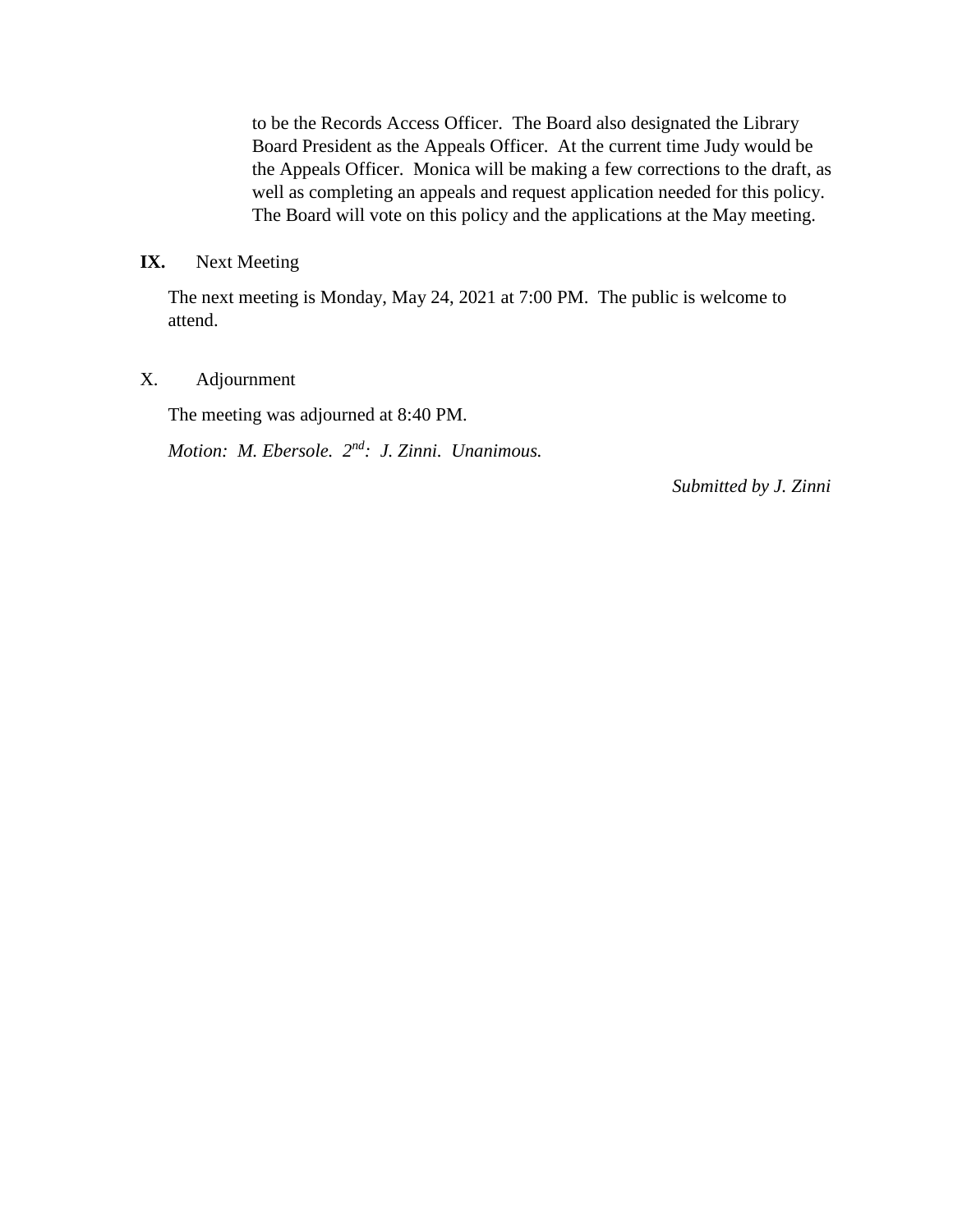to be the Records Access Officer. The Board also designated the Library Board President as the Appeals Officer. At the current time Judy would be the Appeals Officer. Monica will be making a few corrections to the draft, as well as completing an appeals and request application needed for this policy. The Board will vote on this policy and the applications at the May meeting.

**IX.** Next Meeting

The next meeting is Monday, May 24, 2021 at 7:00 PM. The public is welcome to attend.

X. Adjournment

The meeting was adjourned at 8:40 PM.

*Motion: M. Ebersole. 2nd: J. Zinni. Unanimous.*

*Submitted by J. Zinni*